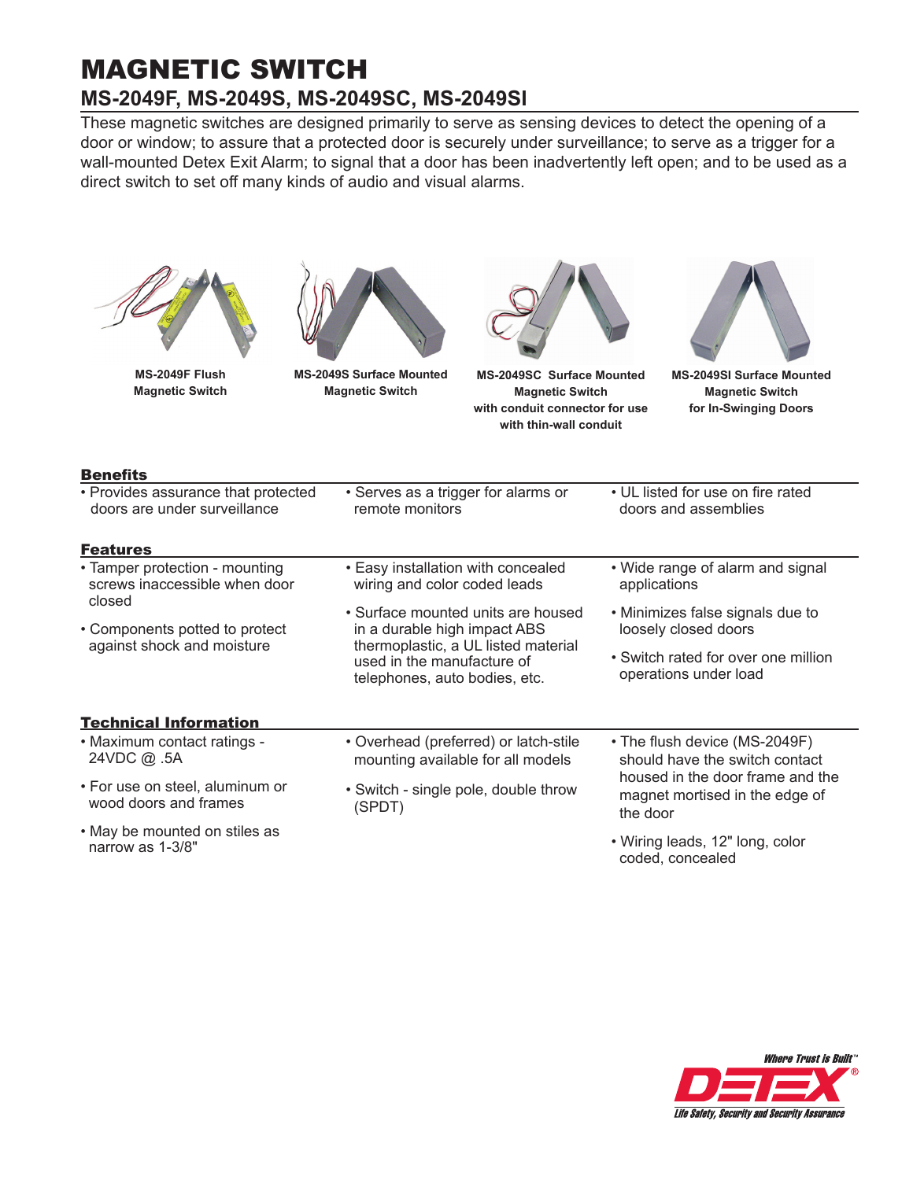# MAGNETIC SWITCH

## MS-2049F, MS-2049S, MS-2049SC, MS-2049SI

These magnetic switches are designed primarily to serve as sensing devices to detect the opening of a door or window; to assure that a protected door is securely under surveillance; to serve as a trigger for a wall-mounted Detex Exit Alarm; to signal that a door has been inadvertently left open; and to be used as a direct switch to set off many kinds of audio and visual alarms.

**MS-2049F Flush Magnetic Switch**

**MS-2049S Surface Mounted Magnetic Switch**

**MS-2049SC Surface Mounted Magnetic Switch with conduit connector for use with thin-wall conduit**

**MS-2049SI Surface Mounted Magnetic Switch for In-Swinging Doors**

### Benefits

- Provides assurance that protected doors are under surveillance
- Serves as a trigger for alarms or remote monitors
- UL listed for use on fire rated doors and assemblies

### Features

- Tamper protection - mounting screws inaccessible when door closed
- Components potted to protect against shock and moisture
- Easy installation with concealed wiring and color coded leads
- Surface mounted units are housed in a durable high impact ABS thermoplastic, a UL listed material used in the manufacture of telephones, auto bodies, etc.
- Wide range of alarm and signal applications
- Minimizes false signals due to loosely closed doors
- Switch rated for over one million operations under load

### Technical Information

- Maximum contact ratings - 24VDC @ .5A
- For use on steel, aluminum or wood doors and frames
- May be mounted on stiles as narrow as 1-3/8"
- Overhead (preferred) or latch-stile mounting available for all models
- Switch - single pole, double throw (SPDT)
- The flush device (MS-2049F) should have the switch contact housed in the door frame and the magnet mortised in the edge of the door
- Wiring leads, 12" long, color coded, concealed

Where Trust is Built™
DETEX®
Life Safety, Security and Security Assurance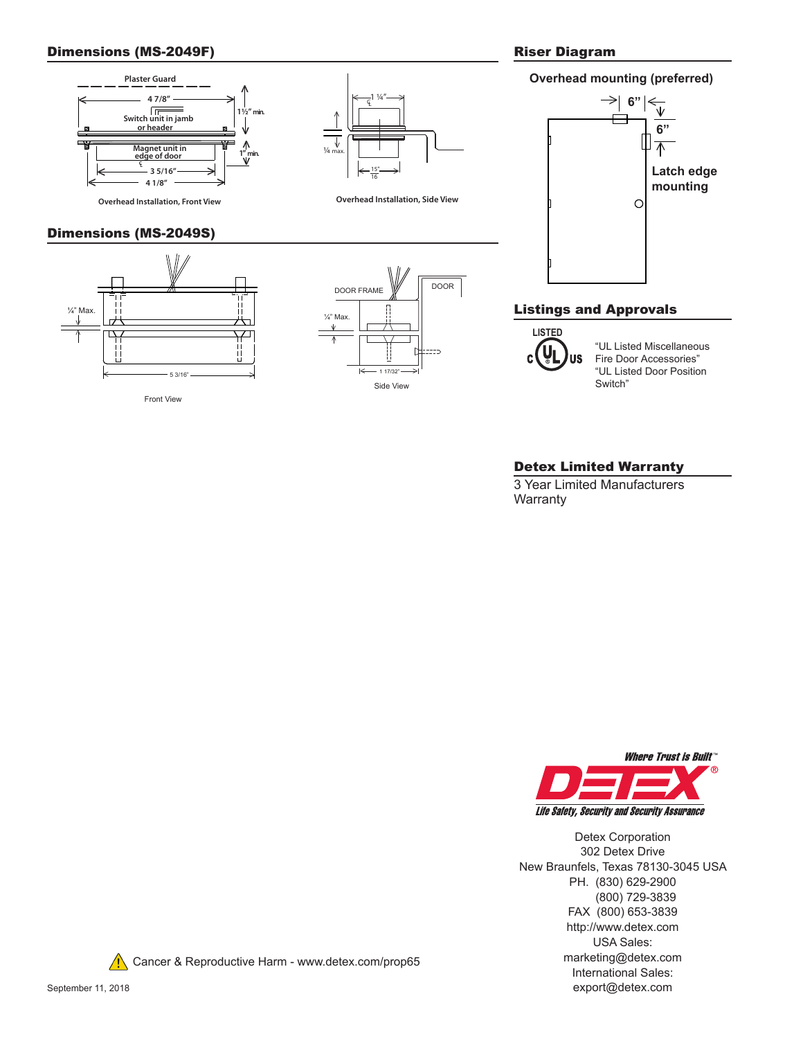## Dimensions (MS-2049F)

Plaster Guard

4 7/8"

Switch unit in jamb or header

1½" min.

Magnet unit in edge of door

1" min.

3 5/16"

4 1/8"

Overhead Installation, Front View

1 ¼"

¼ max.

15/16

Overhead Installation, Side View

## Dimensions (MS-2049S)

¼" Max.

5 3/16"

Front View

DOOR FRAME

DOOR

¼" Max.

1 17/32"

Side View

## Riser Diagram

**Overhead mounting (preferred)**

6"

6"

Latch edge mounting

## Listings and Approvals

LISTED

"UL Listed Miscellaneous Fire Door Accessories"
"UL Listed Door Position Switch"

## Detex Limited Warranty

3 Year Limited Manufacturers Warranty

Where Trust is Built™

DETEX®

Life Safety, Security and Security Assurance

Detex Corporation
302 Detex Drive
New Braunfels, Texas 78130-3045 USA
PH. (830) 629-2900
(800) 729-3839
FAX (800) 653-3839
http://www.detex.com
USA Sales:
marketing@detex.com
International Sales:
export@detex.com

Cancer & Reproductive Harm - www.detex.com/prop65

September 11, 2018